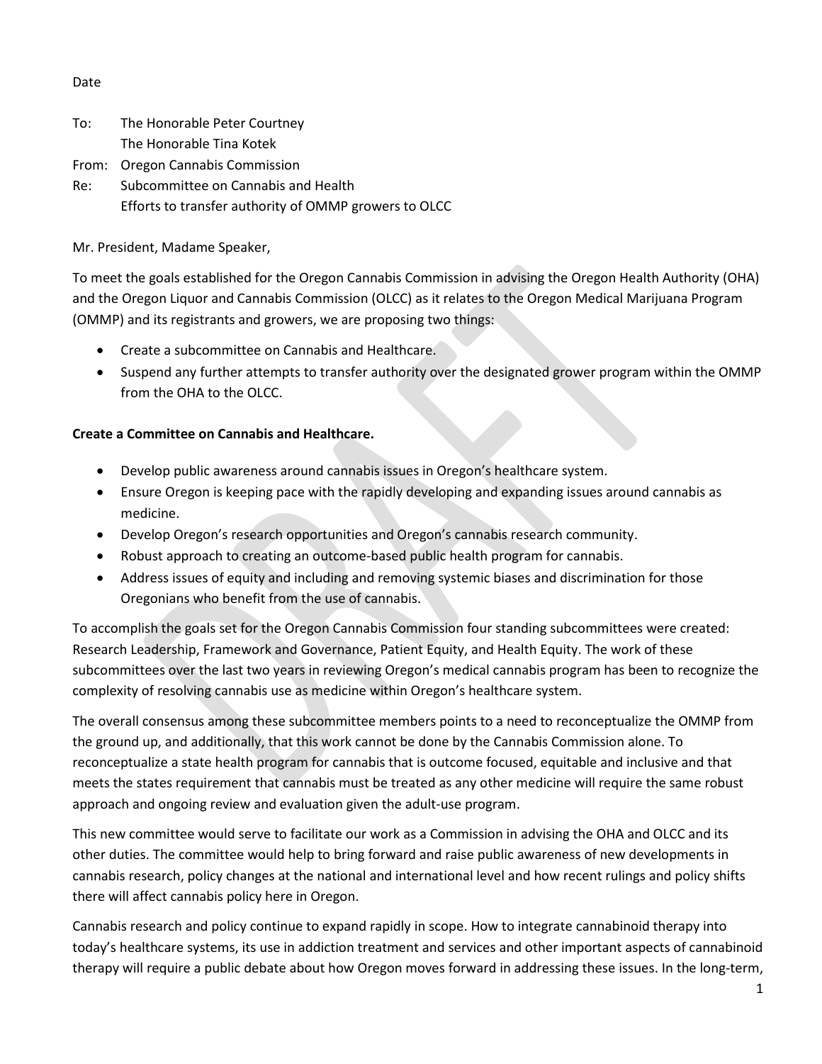Date

To: The Honorable Peter Courtney
The Honorable Tina Kotek

From: Oregon Cannabis Commission

Re: Subcommittee on Cannabis and Health
Efforts to transfer authority of OMMP growers to OLCC

Mr. President, Madame Speaker,

To meet the goals established for the Oregon Cannabis Commission in advising the Oregon Health Authority (OHA) and the Oregon Liquor and Cannabis Commission (OLCC) as it relates to the Oregon Medical Marijuana Program (OMMP) and its registrants and growers, we are proposing two things:

- Create a subcommittee on Cannabis and Healthcare.
- Suspend any further attempts to transfer authority over the designated grower program within the OMMP from the OHA to the OLCC.

**Create a Committee on Cannabis and Healthcare.**

- Develop public awareness around cannabis issues in Oregon's healthcare system.
- Ensure Oregon is keeping pace with the rapidly developing and expanding issues around cannabis as medicine.
- Develop Oregon's research opportunities and Oregon's cannabis research community.
- Robust approach to creating an outcome-based public health program for cannabis.
- Address issues of equity and including and removing systemic biases and discrimination for those Oregonians who benefit from the use of cannabis.

To accomplish the goals set for the Oregon Cannabis Commission four standing subcommittees were created: Research Leadership, Framework and Governance, Patient Equity, and Health Equity. The work of these subcommittees over the last two years in reviewing Oregon's medical cannabis program has been to recognize the complexity of resolving cannabis use as medicine within Oregon's healthcare system.

The overall consensus among these subcommittee members points to a need to reconceptualize the OMMP from the ground up, and additionally, that this work cannot be done by the Cannabis Commission alone. To reconceptualize a state health program for cannabis that is outcome focused, equitable and inclusive and that meets the states requirement that cannabis must be treated as any other medicine will require the same robust approach and ongoing review and evaluation given the adult-use program.

This new committee would serve to facilitate our work as a Commission in advising the OHA and OLCC and its other duties. The committee would help to bring forward and raise public awareness of new developments in cannabis research, policy changes at the national and international level and how recent rulings and policy shifts there will affect cannabis policy here in Oregon.

Cannabis research and policy continue to expand rapidly in scope. How to integrate cannabinoid therapy into today's healthcare systems, its use in addiction treatment and services and other important aspects of cannabinoid therapy will require a public debate about how Oregon moves forward in addressing these issues. In the long-term,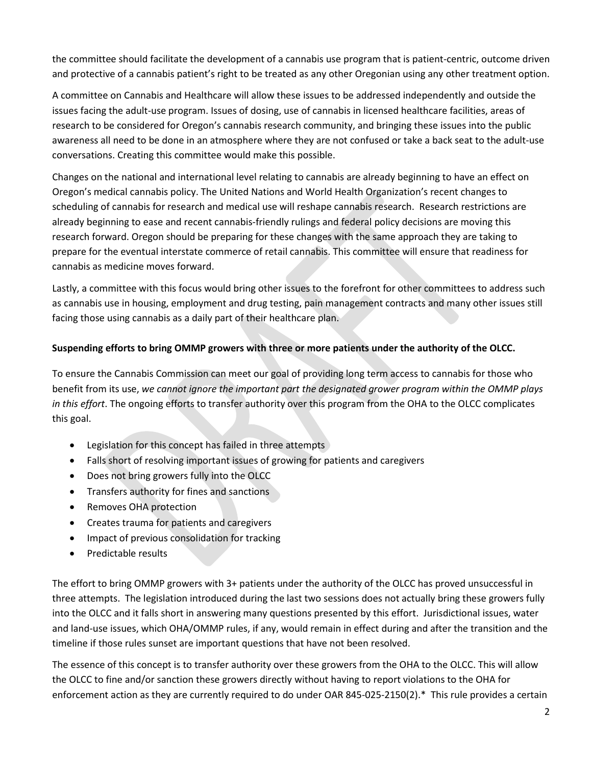the committee should facilitate the development of a cannabis use program that is patient-centric, outcome driven and protective of a cannabis patient's right to be treated as any other Oregonian using any other treatment option.

A committee on Cannabis and Healthcare will allow these issues to be addressed independently and outside the issues facing the adult-use program. Issues of dosing, use of cannabis in licensed healthcare facilities, areas of research to be considered for Oregon's cannabis research community, and bringing these issues into the public awareness all need to be done in an atmosphere where they are not confused or take a back seat to the adult-use conversations. Creating this committee would make this possible.

Changes on the national and international level relating to cannabis are already beginning to have an effect on Oregon's medical cannabis policy. The United Nations and World Health Organization's recent changes to scheduling of cannabis for research and medical use will reshape cannabis research. Research restrictions are already beginning to ease and recent cannabis-friendly rulings and federal policy decisions are moving this research forward. Oregon should be preparing for these changes with the same approach they are taking to prepare for the eventual interstate commerce of retail cannabis. This committee will ensure that readiness for cannabis as medicine moves forward.

Lastly, a committee with this focus would bring other issues to the forefront for other committees to address such as cannabis use in housing, employment and drug testing, pain management contracts and many other issues still facing those using cannabis as a daily part of their healthcare plan.

**Suspending efforts to bring OMMP growers with three or more patients under the authority of the OLCC.**

To ensure the Cannabis Commission can meet our goal of providing long term access to cannabis for those who benefit from its use, *we cannot ignore the important part the designated grower program within the OMMP plays in this effort*. The ongoing efforts to transfer authority over this program from the OHA to the OLCC complicates this goal.

- Legislation for this concept has failed in three attempts
- Falls short of resolving important issues of growing for patients and caregivers
- Does not bring growers fully into the OLCC
- Transfers authority for fines and sanctions
- Removes OHA protection
- Creates trauma for patients and caregivers
- Impact of previous consolidation for tracking
- Predictable results

The effort to bring OMMP growers with 3+ patients under the authority of the OLCC has proved unsuccessful in three attempts. The legislation introduced during the last two sessions does not actually bring these growers fully into the OLCC and it falls short in answering many questions presented by this effort. Jurisdictional issues, water and land-use issues, which OHA/OMMP rules, if any, would remain in effect during and after the transition and the timeline if those rules sunset are important questions that have not been resolved.

The essence of this concept is to transfer authority over these growers from the OHA to the OLCC. This will allow the OLCC to fine and/or sanction these growers directly without having to report violations to the OHA for enforcement action as they are currently required to do under OAR 845-025-2150(2).* This rule provides a certain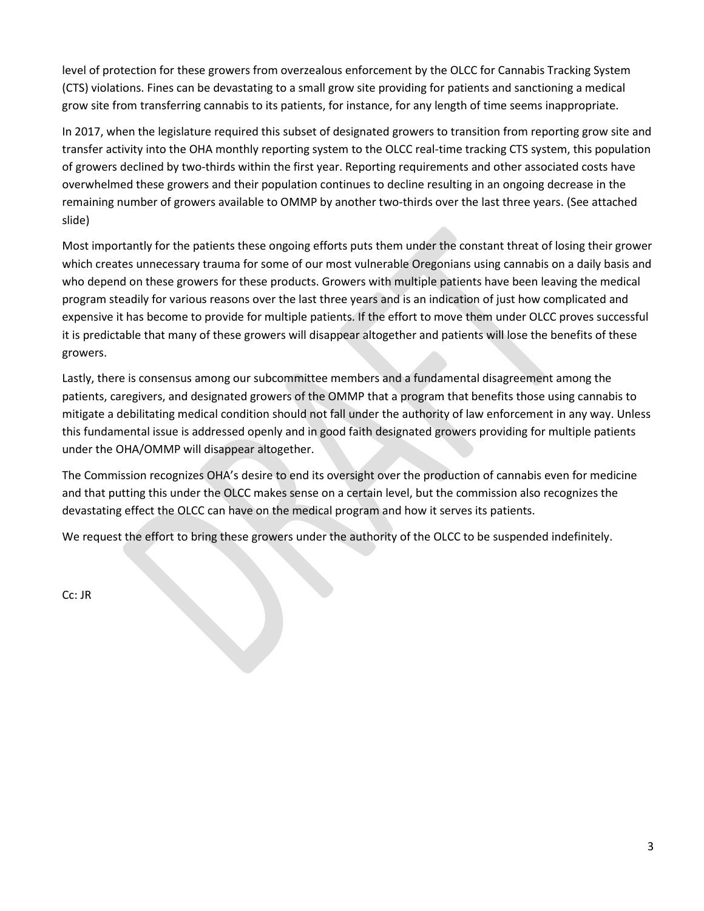level of protection for these growers from overzealous enforcement by the OLCC for Cannabis Tracking System (CTS) violations. Fines can be devastating to a small grow site providing for patients and sanctioning a medical grow site from transferring cannabis to its patients, for instance, for any length of time seems inappropriate.

In 2017, when the legislature required this subset of designated growers to transition from reporting grow site and transfer activity into the OHA monthly reporting system to the OLCC real-time tracking CTS system, this population of growers declined by two-thirds within the first year. Reporting requirements and other associated costs have overwhelmed these growers and their population continues to decline resulting in an ongoing decrease in the remaining number of growers available to OMMP by another two-thirds over the last three years. (See attached slide)

Most importantly for the patients these ongoing efforts puts them under the constant threat of losing their grower which creates unnecessary trauma for some of our most vulnerable Oregonians using cannabis on a daily basis and who depend on these growers for these products. Growers with multiple patients have been leaving the medical program steadily for various reasons over the last three years and is an indication of just how complicated and expensive it has become to provide for multiple patients. If the effort to move them under OLCC proves successful it is predictable that many of these growers will disappear altogether and patients will lose the benefits of these growers.

Lastly, there is consensus among our subcommittee members and a fundamental disagreement among the patients, caregivers, and designated growers of the OMMP that a program that benefits those using cannabis to mitigate a debilitating medical condition should not fall under the authority of law enforcement in any way. Unless this fundamental issue is addressed openly and in good faith designated growers providing for multiple patients under the OHA/OMMP will disappear altogether.

The Commission recognizes OHA's desire to end its oversight over the production of cannabis even for medicine and that putting this under the OLCC makes sense on a certain level, but the commission also recognizes the devastating effect the OLCC can have on the medical program and how it serves its patients.

We request the effort to bring these growers under the authority of the OLCC to be suspended indefinitely.

Cc: JR